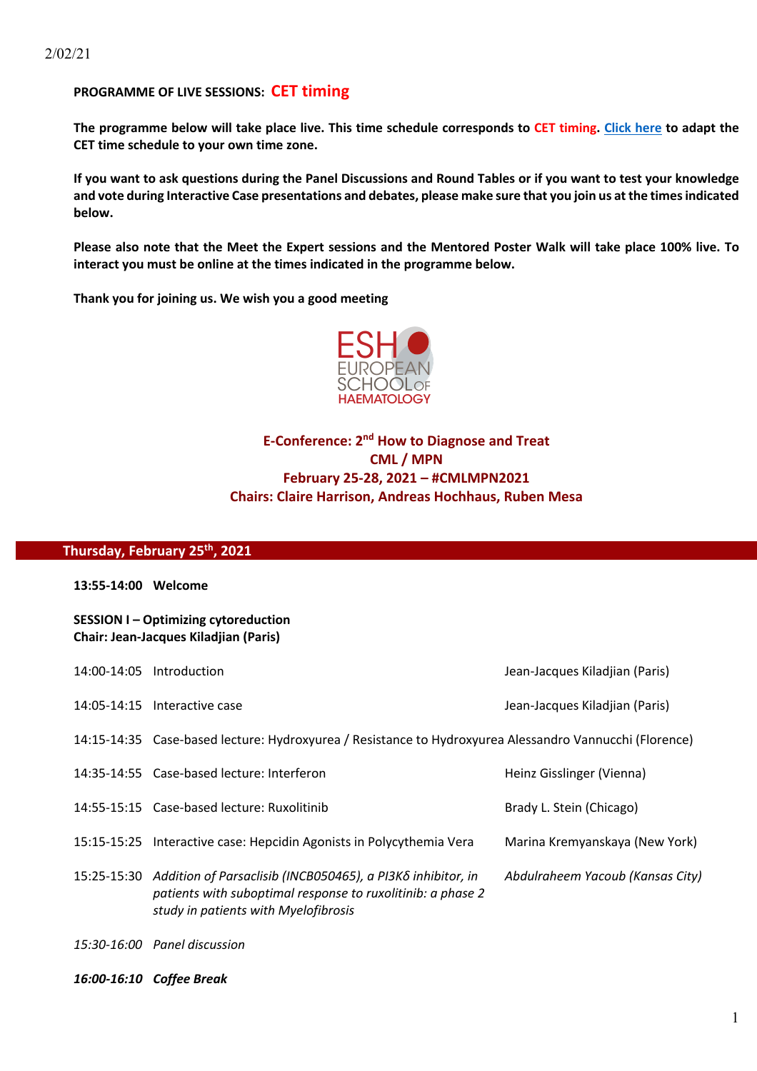2/02/21

**PROGRAMME OF LIVE SESSIONS: CET timing**

**The programme below will take place live. This time schedule corresponds to CET timing. Click here to adapt the CET time schedule to your own time zone.**

**If you want to ask questions during the Panel Discussions and Round Tables or if you want to test your knowledge and vote during Interactive Case presentations and debates, please make sure that you join us at the times indicated below.**

**Please also note that the Meet the Expert sessions and the Mentored Poster Walk will take place 100% live. To interact you must be online at the times indicated in the programme below.**

**Thank you for joining us. We wish you a good meeting**

ESH EUROPEAN SCHOOL OF HAEMATOLOGY

**E-Conference: 2nd How to Diagnose and Treat**
**CML / MPN**
**February 25-28, 2021 – #CMLMPN2021**
**Chairs: Claire Harrison, Andreas Hochhaus, Ruben Mesa**

## Thursday, February 25th, 2021

**13:55-14:00 Welcome**

**SESSION I – Optimizing cytoreduction**
**Chair: Jean-Jacques Kiladjian (Paris)**

| | | |
|---|---|---|
| 14:00-14:05 | Introduction | Jean-Jacques Kiladjian (Paris) |
| 14:05-14:15 | Interactive case | Jean-Jacques Kiladjian (Paris) |
| 14:15-14:35 | Case-based lecture: Hydroxyurea / Resistance to Hydroxyurea | Alessandro Vannucchi (Florence) |
| 14:35-14:55 | Case-based lecture: Interferon | Heinz Gisslinger (Vienna) |
| 14:55-15:15 | Case-based lecture: Ruxolitinib | Brady L. Stein (Chicago) |
| 15:15-15:25 | Interactive case: Hepcidin Agonists in Polycythemia Vera | Marina Kremyanskaya (New York) |
| 15:25-15:30 | *Addition of Parsaclisib (INCB050465), a PI3Kδ inhibitor, in patients with suboptimal response to ruxolitinib: a phase 2 study in patients with Myelofibrosis* | *Abdulraheem Yacoub (Kansas City)* |
| *15:30-16:00* | *Panel discussion* | |
| ***16:00-16:10*** | ***Coffee Break*** | |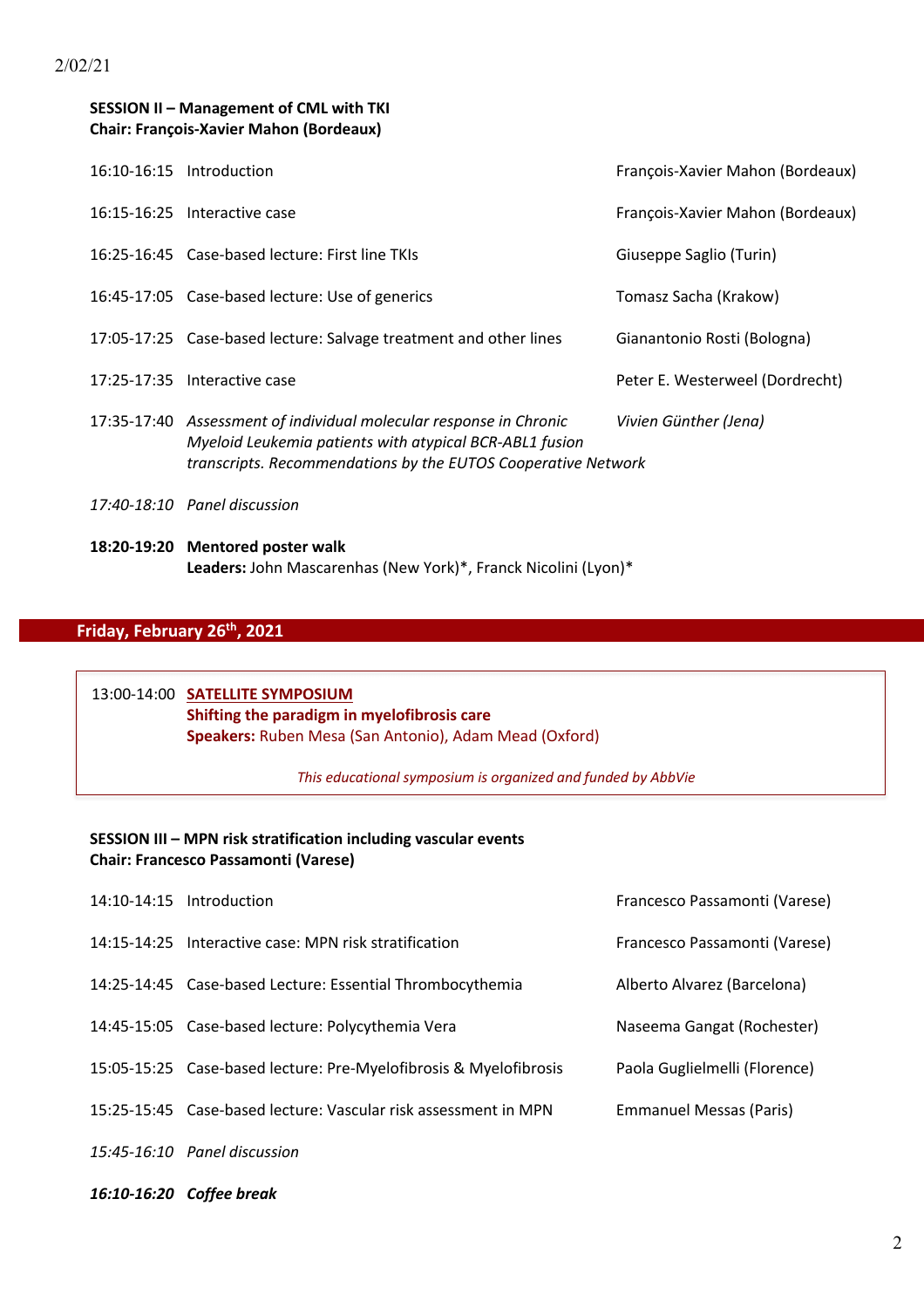**SESSION II – Management of CML with TKI**
**Chair: François-Xavier Mahon (Bordeaux)**

| | | |
|---|---|---|
| 16:10-16:15 | Introduction | François-Xavier Mahon (Bordeaux) |
| 16:15-16:25 | Interactive case | François-Xavier Mahon (Bordeaux) |
| 16:25-16:45 | Case-based lecture: First line TKIs | Giuseppe Saglio (Turin) |
| 16:45-17:05 | Case-based lecture: Use of generics | Tomasz Sacha (Krakow) |
| 17:05-17:25 | Case-based lecture: Salvage treatment and other lines | Gianantonio Rosti (Bologna) |
| 17:25-17:35 | Interactive case | Peter E. Westerweel (Dordrecht) |
| 17:35-17:40 | *Assessment of individual molecular response in Chronic Myeloid Leukemia patients with atypical BCR-ABL1 fusion transcripts. Recommendations by the EUTOS Cooperative Network* | *Vivien Günther (Jena)* |
| *17:40-18:10* | *Panel discussion* | |

**18:20-19:20** **Mentored poster walk**
**Leaders:** John Mascarenhas (New York)*, Franck Nicolini (Lyon)*

## Friday, February 26th, 2021

13:00-14:00 **SATELLITE SYMPOSIUM**
**Shifting the paradigm in myelofibrosis care**
**Speakers:** Ruben Mesa (San Antonio), Adam Mead (Oxford)

*This educational symposium is organized and funded by AbbVie*

**SESSION III – MPN risk stratification including vascular events**
**Chair: Francesco Passamonti (Varese)**

| | | |
|---|---|---|
| 14:10-14:15 | Introduction | Francesco Passamonti (Varese) |
| 14:15-14:25 | Interactive case: MPN risk stratification | Francesco Passamonti (Varese) |
| 14:25-14:45 | Case-based Lecture: Essential Thrombocythemia | Alberto Alvarez (Barcelona) |
| 14:45-15:05 | Case-based lecture: Polycythemia Vera | Naseema Gangat (Rochester) |
| 15:05-15:25 | Case-based lecture: Pre-Myelofibrosis & Myelofibrosis | Paola Guglielmelli (Florence) |
| 15:25-15:45 | Case-based lecture: Vascular risk assessment in MPN | Emmanuel Messas (Paris) |
| *15:45-16:10* | *Panel discussion* | |
| ***16:10-16:20*** | ***Coffee break*** | |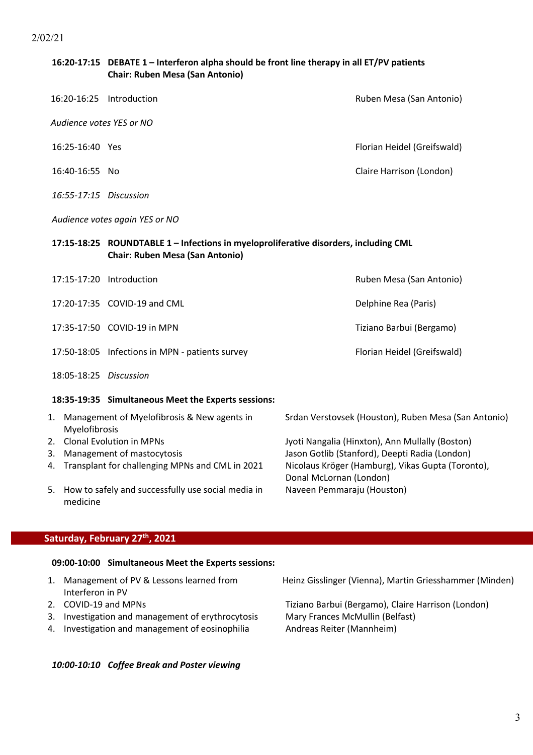**16:20-17:15 DEBATE 1 – Interferon alpha should be front line therapy in all ET/PV patients**
**Chair: Ruben Mesa (San Antonio)**

16:20-16:25 Introduction — Ruben Mesa (San Antonio)

*Audience votes YES or NO*

16:25-16:40 Yes — Florian Heidel (Greifswald)

16:40-16:55 No — Claire Harrison (London)

*16:55-17:15 Discussion*

*Audience votes again YES or NO*

**17:15-18:25 ROUNDTABLE 1 – Infections in myeloproliferative disorders, including CML**
**Chair: Ruben Mesa (San Antonio)**

17:15-17:20 Introduction — Ruben Mesa (San Antonio)

17:20-17:35 COVID-19 and CML — Delphine Rea (Paris)

17:35-17:50 COVID-19 in MPN — Tiziano Barbui (Bergamo)

17:50-18:05 Infections in MPN - patients survey — Florian Heidel (Greifswald)

18:05-18:25 *Discussion*

**18:35-19:35 Simultaneous Meet the Experts sessions:**

1. Management of Myelofibrosis & New agents in Myelofibrosis — Srdan Verstovsek (Houston), Ruben Mesa (San Antonio)
2. Clonal Evolution in MPNs — Jyoti Nangalia (Hinxton), Ann Mullally (Boston)
3. Management of mastocytosis — Jason Gotlib (Stanford), Deepti Radia (London)
4. Transplant for challenging MPNs and CML in 2021 — Nicolaus Kröger (Hamburg), Vikas Gupta (Toronto), Donal McLornan (London)
5. How to safely and successfully use social media in medicine — Naveen Pemmaraju (Houston)

## Saturday, February 27th, 2021

**09:00-10:00 Simultaneous Meet the Experts sessions:**

1. Management of PV & Lessons learned from Interferon in PV — Heinz Gisslinger (Vienna), Martin Griesshammer (Minden)
2. COVID-19 and MPNs — Tiziano Barbui (Bergamo), Claire Harrison (London)
3. Investigation and management of erythrocytosis — Mary Frances McMullin (Belfast)
4. Investigation and management of eosinophilia — Andreas Reiter (Mannheim)

***10:00-10:10 Coffee Break and Poster viewing***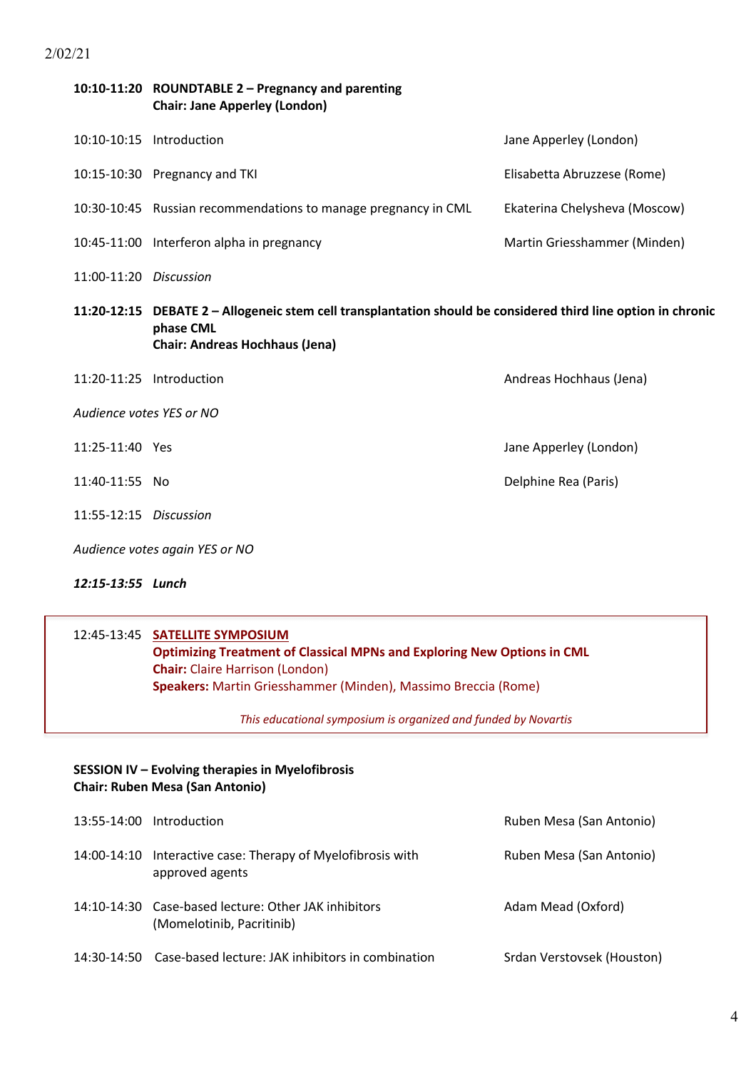2/02/21

**10:10-11:20 ROUNDTABLE 2 – Pregnancy and parenting**
**Chair: Jane Apperley (London)**

| | | |
|---|---|---|
| 10:10-10:15 | Introduction | Jane Apperley (London) |
| 10:15-10:30 | Pregnancy and TKI | Elisabetta Abruzzese (Rome) |
| 10:30-10:45 | Russian recommendations to manage pregnancy in CML | Ekaterina Chelysheva (Moscow) |
| 10:45-11:00 | Interferon alpha in pregnancy | Martin Griesshammer (Minden) |
| 11:00-11:20 | *Discussion* | |

**11:20-12:15 DEBATE 2 – Allogeneic stem cell transplantation should be considered third line option in chronic phase CML**
**Chair: Andreas Hochhaus (Jena)**

| | | |
|---|---|---|
| 11:20-11:25 | Introduction | Andreas Hochhaus (Jena) |

*Audience votes YES or NO*

| | | |
|---|---|---|
| 11:25-11:40 | Yes | Jane Apperley (London) |
| 11:40-11:55 | No | Delphine Rea (Paris) |
| 11:55-12:15 | *Discussion* | |

*Audience votes again YES or NO*

***12:15-13:55 Lunch***

12:45-13:45 **SATELLITE SYMPOSIUM**
**Optimizing Treatment of Classical MPNs and Exploring New Options in CML**
**Chair:** Claire Harrison (London)
**Speakers:** Martin Griesshammer (Minden), Massimo Breccia (Rome)

*This educational symposium is organized and funded by Novartis*

**SESSION IV – Evolving therapies in Myelofibrosis**
**Chair: Ruben Mesa (San Antonio)**

| | | |
|---|---|---|
| 13:55-14:00 | Introduction | Ruben Mesa (San Antonio) |
| 14:00-14:10 | Interactive case: Therapy of Myelofibrosis with approved agents | Ruben Mesa (San Antonio) |
| 14:10-14:30 | Case-based lecture: Other JAK inhibitors (Momelotinib, Pacritinib) | Adam Mead (Oxford) |
| 14:30-14:50 | Case-based lecture: JAK inhibitors in combination | Srdan Verstovsek (Houston) |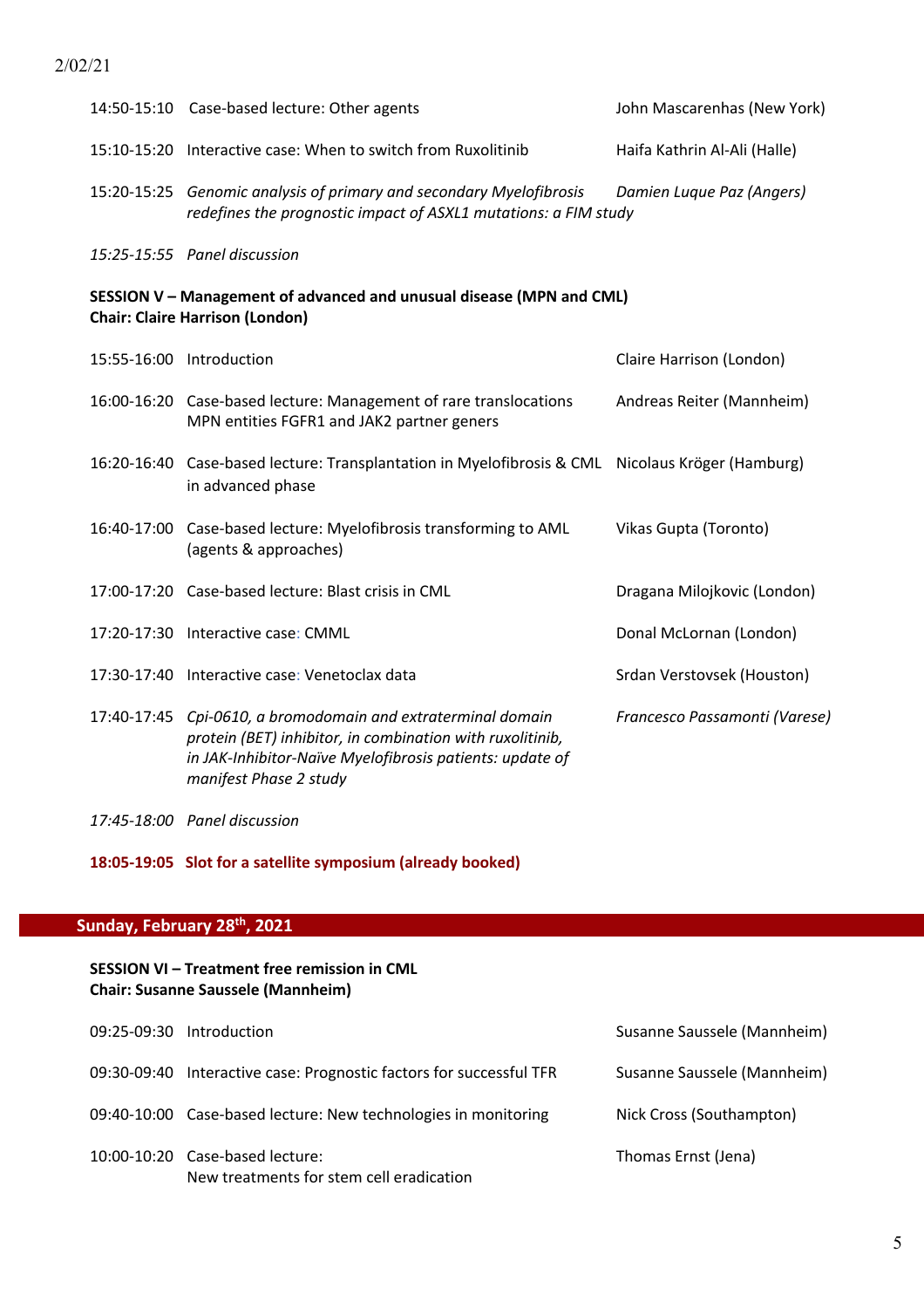2/02/21

| | | |
|---|---|---|
| 14:50-15:10 | Case-based lecture: Other agents | John Mascarenhas (New York) |
| 15:10-15:20 | Interactive case: When to switch from Ruxolitinib | Haifa Kathrin Al-Ali (Halle) |
| *15:20-15:25* | *Genomic analysis of primary and secondary Myelofibrosis redefines the prognostic impact of ASXL1 mutations: a FIM study* | *Damien Luque Paz (Angers)* |
| *15:25-15:55* | *Panel discussion* | |

**SESSION V – Management of advanced and unusual disease (MPN and CML)**
**Chair: Claire Harrison (London)**

| | | |
|---|---|---|
| 15:55-16:00 | Introduction | Claire Harrison (London) |
| 16:00-16:20 | Case-based lecture: Management of rare translocations MPN entities FGFR1 and JAK2 partner geners | Andreas Reiter (Mannheim) |
| 16:20-16:40 | Case-based lecture: Transplantation in Myelofibrosis & CML in advanced phase | Nicolaus Kröger (Hamburg) |
| 16:40-17:00 | Case-based lecture: Myelofibrosis transforming to AML (agents & approaches) | Vikas Gupta (Toronto) |
| 17:00-17:20 | Case-based lecture: Blast crisis in CML | Dragana Milojkovic (London) |
| 17:20-17:30 | Interactive case: CMML | Donal McLornan (London) |
| 17:30-17:40 | Interactive case: Venetoclax data | Srdan Verstovsek (Houston) |
| *17:40-17:45* | *Cpi-0610, a bromodomain and extraterminal domain protein (BET) inhibitor, in combination with ruxolitinib, in JAK-Inhibitor-Naïve Myelofibrosis patients: update of manifest Phase 2 study* | *Francesco Passamonti (Varese)* |
| *17:45-18:00* | *Panel discussion* | |

**18:05-19:05 Slot for a satellite symposium (already booked)**

## Sunday, February 28th, 2021

**SESSION VI – Treatment free remission in CML**
**Chair: Susanne Saussele (Mannheim)**

| | | |
|---|---|---|
| 09:25-09:30 | Introduction | Susanne Saussele (Mannheim) |
| 09:30-09:40 | Interactive case: Prognostic factors for successful TFR | Susanne Saussele (Mannheim) |
| 09:40-10:00 | Case-based lecture: New technologies in monitoring | Nick Cross (Southampton) |
| 10:00-10:20 | Case-based lecture: New treatments for stem cell eradication | Thomas Ernst (Jena) |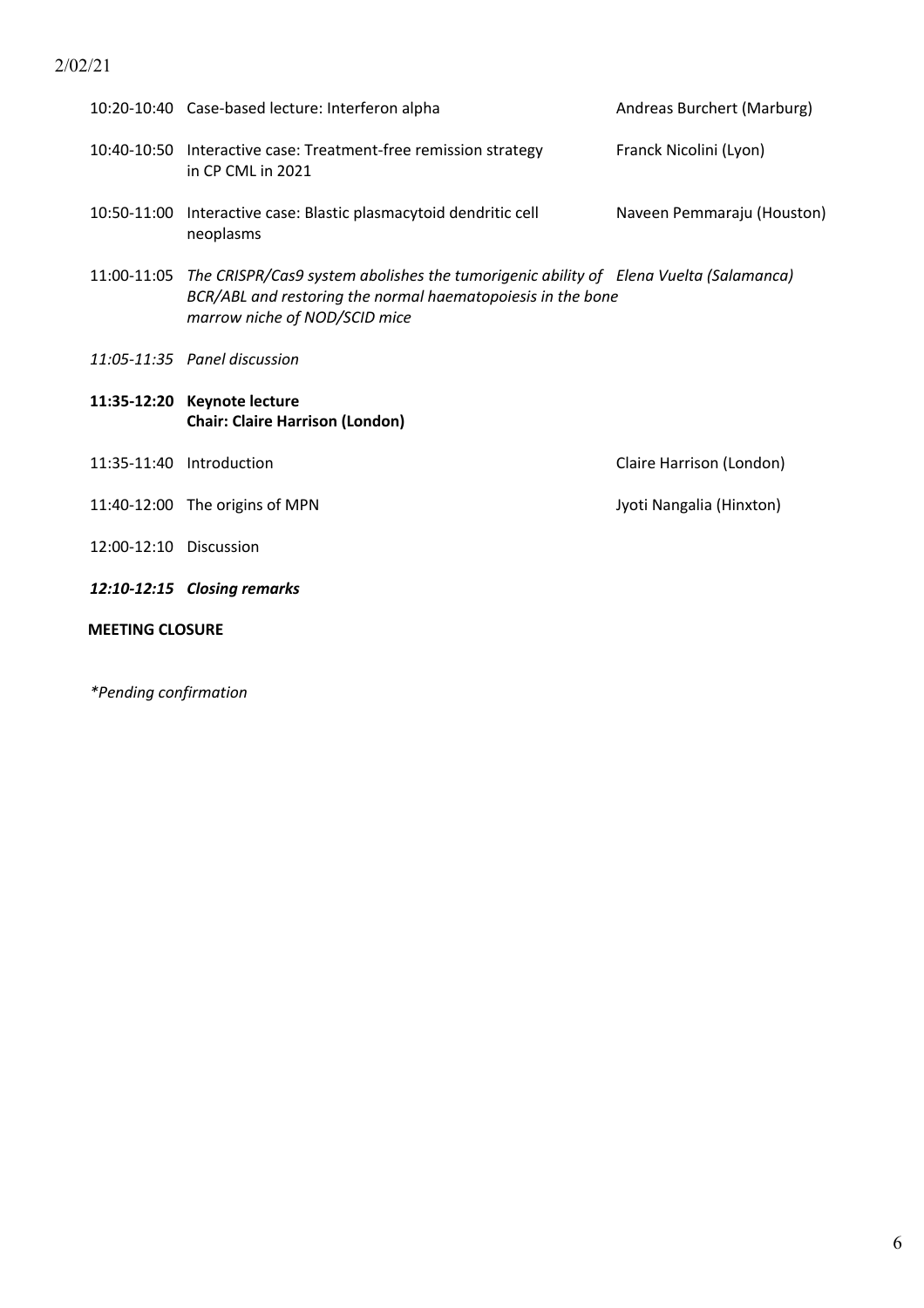2/02/21

| | | |
|---|---|---|
| 10:20-10:40 | Case-based lecture: Interferon alpha | Andreas Burchert (Marburg) |
| 10:40-10:50 | Interactive case: Treatment-free remission strategy in CP CML in 2021 | Franck Nicolini (Lyon) |
| 10:50-11:00 | Interactive case: Blastic plasmacytoid dendritic cell neoplasms | Naveen Pemmaraju (Houston) |
| 11:00-11:05 | *The CRISPR/Cas9 system abolishes the tumorigenic ability of BCR/ABL and restoring the normal haematopoiesis in the bone marrow niche of NOD/SCID mice* | *Elena Vuelta (Salamanca)* |
| *11:05-11:35* | *Panel discussion* | |
| **11:35-12:20** | **Keynote lecture** **Chair: Claire Harrison (London)** | |
| 11:35-11:40 | Introduction | Claire Harrison (London) |
| 11:40-12:00 | The origins of MPN | Jyoti Nangalia (Hinxton) |
| 12:00-12:10 | Discussion | |
| ***12:10-12:15*** | ***Closing remarks*** | |

**MEETING CLOSURE**

*\*Pending confirmation*